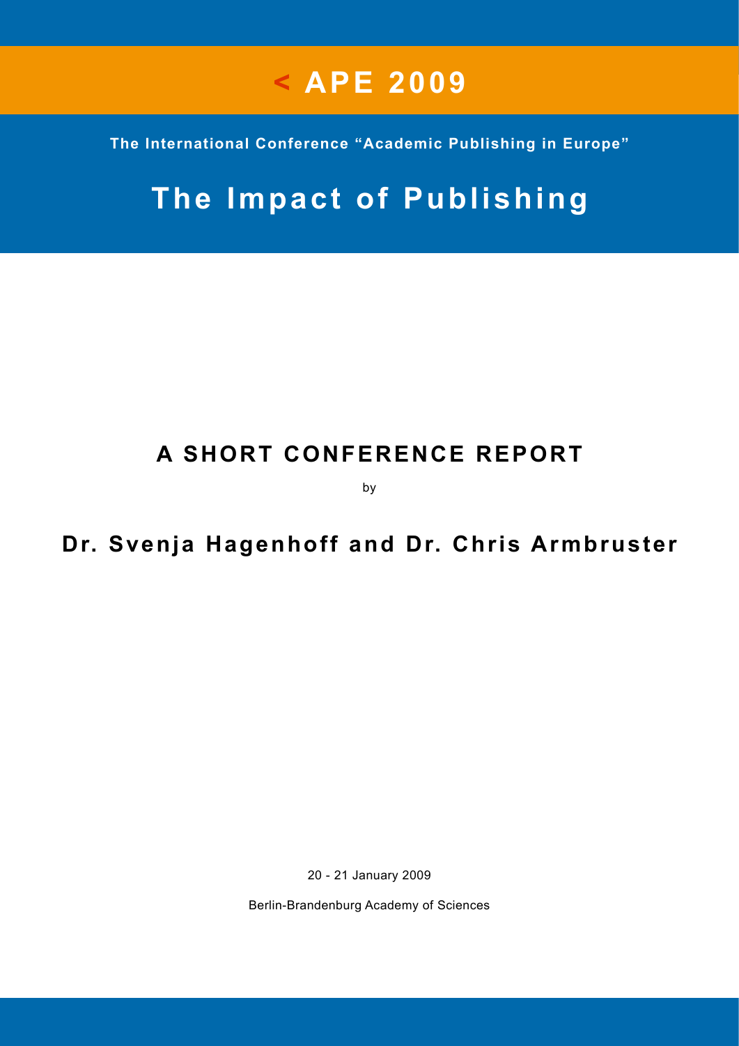# < APE 2009

**The International Conference "Academic Publishing in Europe"**

# The Impact of Publishing

## A SHORT CONFERENCE REPORT

by

**Dr. Svenja Hagenhoff and Dr. Chris Armbruster**

20 - 21 January 2009

Berlin-Brandenburg Academy of Sciences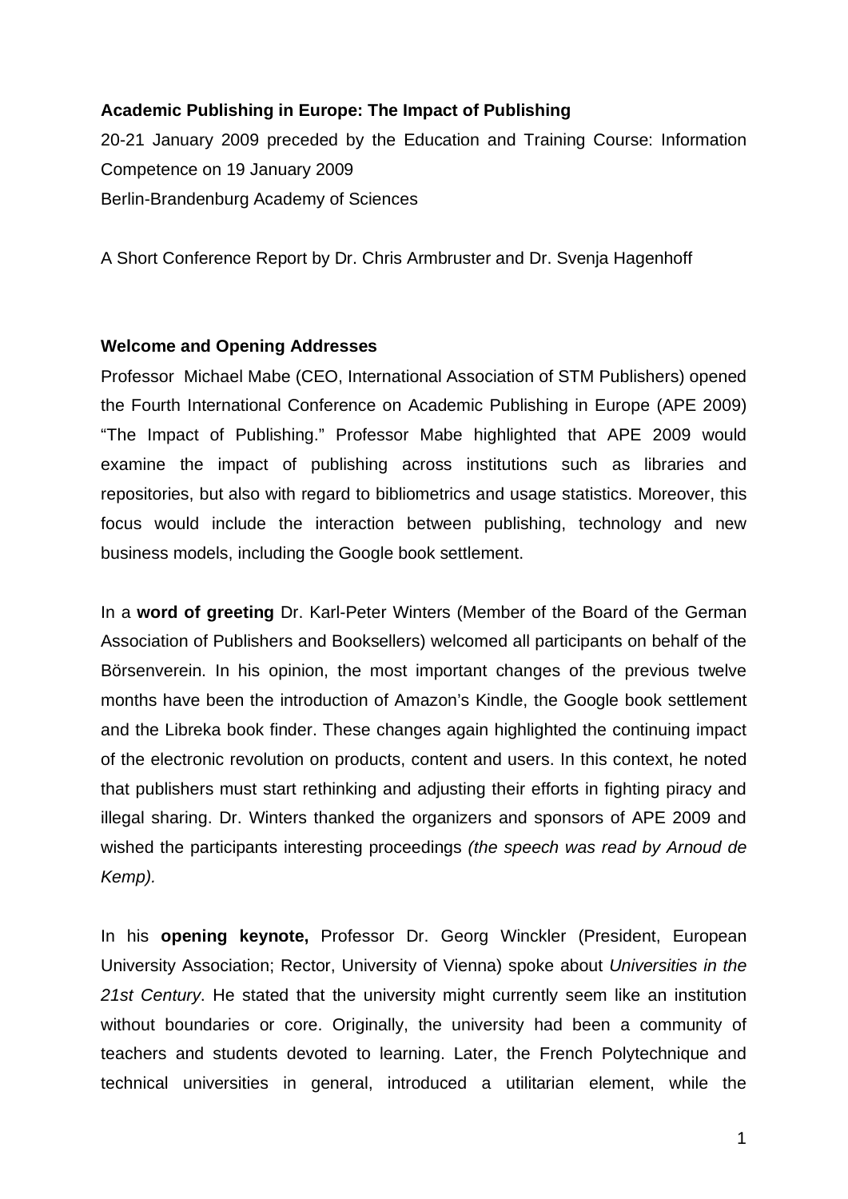**Academic Publishing in Europe: The Impact of Publishing**

20-21 January 2009 preceded by the Education and Training Course: Information Competence on 19 January 2009

Berlin-Brandenburg Academy of Sciences

A Short Conference Report by Dr. Chris Armbruster and Dr. Svenja Hagenhoff

## Welcome and Opening Addresses

Professor Michael Mabe (CEO, International Association of STM Publishers) opened the Fourth International Conference on Academic Publishing in Europe (APE 2009) "The Impact of Publishing." Professor Mabe highlighted that APE 2009 would examine the impact of publishing across institutions such as libraries and repositories, but also with regard to bibliometrics and usage statistics. Moreover, this focus would include the interaction between publishing, technology and new business models, including the Google book settlement.

In a **word of greeting** Dr. Karl-Peter Winters (Member of the Board of the German Association of Publishers and Booksellers) welcomed all participants on behalf of the Börsenverein. In his opinion, the most important changes of the previous twelve months have been the introduction of Amazon's Kindle, the Google book settlement and the Libreka book finder. These changes again highlighted the continuing impact of the electronic revolution on products, content and users. In this context, he noted that publishers must start rethinking and adjusting their efforts in fighting piracy and illegal sharing. Dr. Winters thanked the organizers and sponsors of APE 2009 and wished the participants interesting proceedings *(the speech was read by Arnoud de Kemp).*

In his **opening keynote,** Professor Dr. Georg Winckler (President, European University Association; Rector, University of Vienna) spoke about *Universities in the 21st Century*. He stated that the university might currently seem like an institution without boundaries or core. Originally, the university had been a community of teachers and students devoted to learning. Later, the French Polytechnique and technical universities in general, introduced a utilitarian element, while the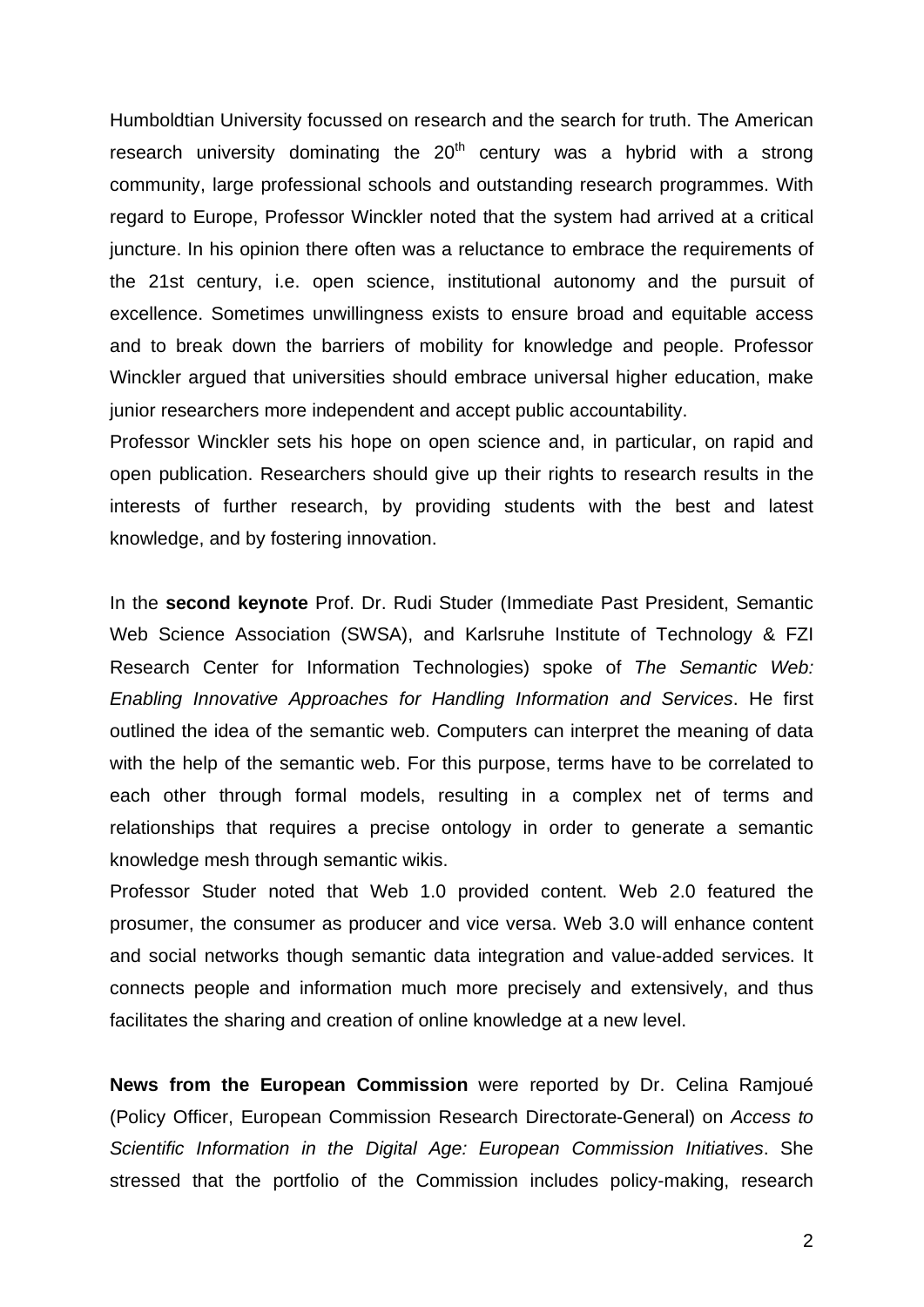Humboldtian University focussed on research and the search for truth. The American research university dominating the 20th century was a hybrid with a strong community, large professional schools and outstanding research programmes. With regard to Europe, Professor Winckler noted that the system had arrived at a critical juncture. In his opinion there often was a reluctance to embrace the requirements of the 21st century, i.e. open science, institutional autonomy and the pursuit of excellence. Sometimes unwillingness exists to ensure broad and equitable access and to break down the barriers of mobility for knowledge and people. Professor Winckler argued that universities should embrace universal higher education, make junior researchers more independent and accept public accountability.

Professor Winckler sets his hope on open science and, in particular, on rapid and open publication. Researchers should give up their rights to research results in the interests of further research, by providing students with the best and latest knowledge, and by fostering innovation.

In the **second keynote** Prof. Dr. Rudi Studer (Immediate Past President, Semantic Web Science Association (SWSA), and Karlsruhe Institute of Technology & FZI Research Center for Information Technologies) spoke of *The Semantic Web: Enabling Innovative Approaches for Handling Information and Services*. He first outlined the idea of the semantic web. Computers can interpret the meaning of data with the help of the semantic web. For this purpose, terms have to be correlated to each other through formal models, resulting in a complex net of terms and relationships that requires a precise ontology in order to generate a semantic knowledge mesh through semantic wikis.

Professor Studer noted that Web 1.0 provided content. Web 2.0 featured the prosumer, the consumer as producer and vice versa. Web 3.0 will enhance content and social networks though semantic data integration and value-added services. It connects people and information much more precisely and extensively, and thus facilitates the sharing and creation of online knowledge at a new level.

**News from the European Commission** were reported by Dr. Celina Ramjoué (Policy Officer, European Commission Research Directorate-General) on *Access to Scientific Information in the Digital Age: European Commission Initiatives*. She stressed that the portfolio of the Commission includes policy-making, research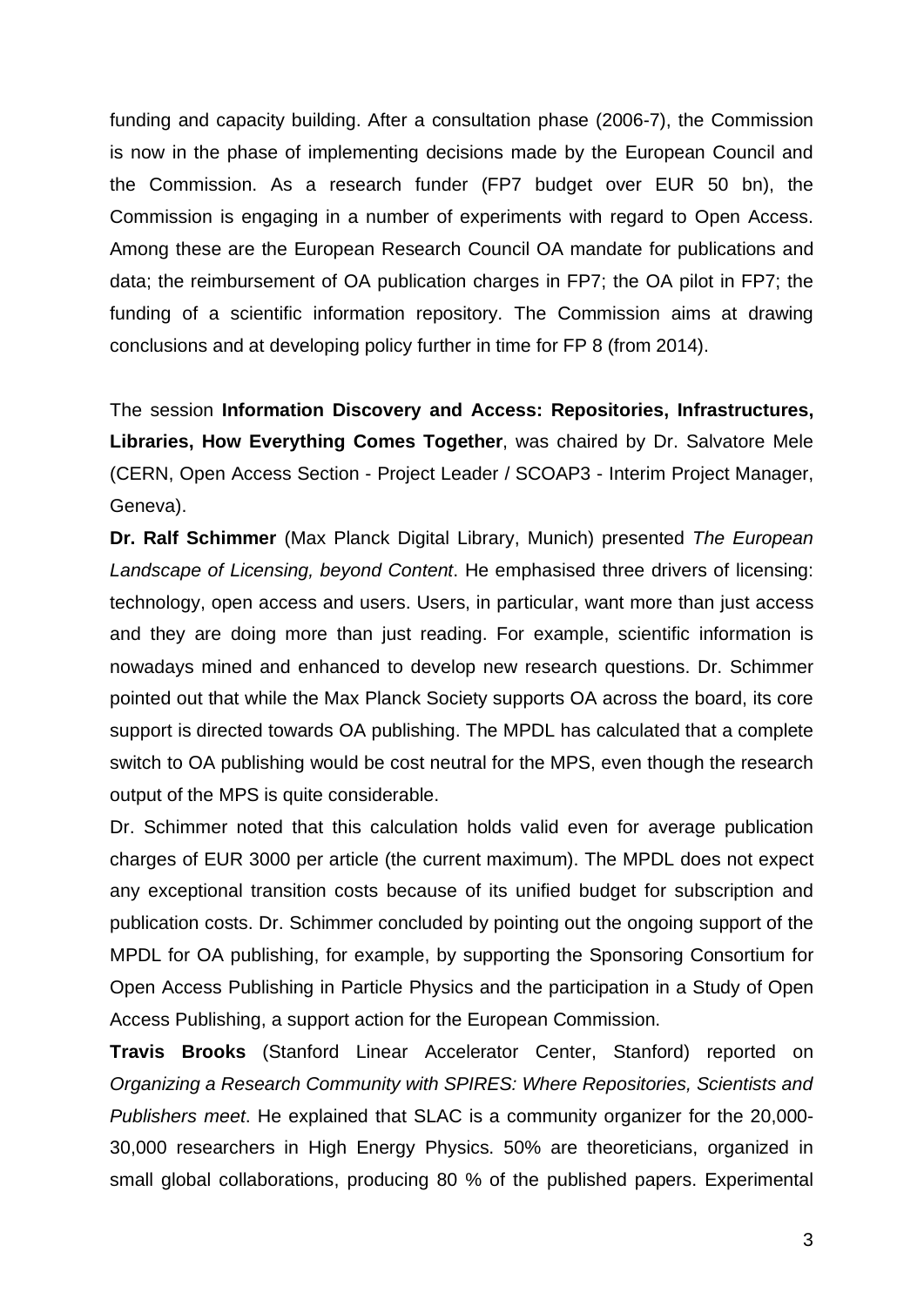funding and capacity building. After a consultation phase (2006-7), the Commission is now in the phase of implementing decisions made by the European Council and the Commission. As a research funder (FP7 budget over EUR 50 bn), the Commission is engaging in a number of experiments with regard to Open Access. Among these are the European Research Council OA mandate for publications and data; the reimbursement of OA publication charges in FP7; the OA pilot in FP7; the funding of a scientific information repository. The Commission aims at drawing conclusions and at developing policy further in time for FP 8 (from 2014).

The session **Information Discovery and Access: Repositories, Infrastructures, Libraries, How Everything Comes Together**, was chaired by Dr. Salvatore Mele (CERN, Open Access Section - Project Leader / SCOAP3 - Interim Project Manager, Geneva).

**Dr. Ralf Schimmer** (Max Planck Digital Library, Munich) presented *The European Landscape of Licensing, beyond Content*. He emphasised three drivers of licensing: technology, open access and users. Users, in particular, want more than just access and they are doing more than just reading. For example, scientific information is nowadays mined and enhanced to develop new research questions. Dr. Schimmer pointed out that while the Max Planck Society supports OA across the board, its core support is directed towards OA publishing. The MPDL has calculated that a complete switch to OA publishing would be cost neutral for the MPS, even though the research output of the MPS is quite considerable.

Dr. Schimmer noted that this calculation holds valid even for average publication charges of EUR 3000 per article (the current maximum). The MPDL does not expect any exceptional transition costs because of its unified budget for subscription and publication costs. Dr. Schimmer concluded by pointing out the ongoing support of the MPDL for OA publishing, for example, by supporting the Sponsoring Consortium for Open Access Publishing in Particle Physics and the participation in a Study of Open Access Publishing, a support action for the European Commission.

**Travis Brooks** (Stanford Linear Accelerator Center, Stanford) reported on *Organizing a Research Community with SPIRES: Where Repositories, Scientists and Publishers meet*. He explained that SLAC is a community organizer for the 20,000-30,000 researchers in High Energy Physics. 50% are theoreticians, organized in small global collaborations, producing 80 % of the published papers. Experimental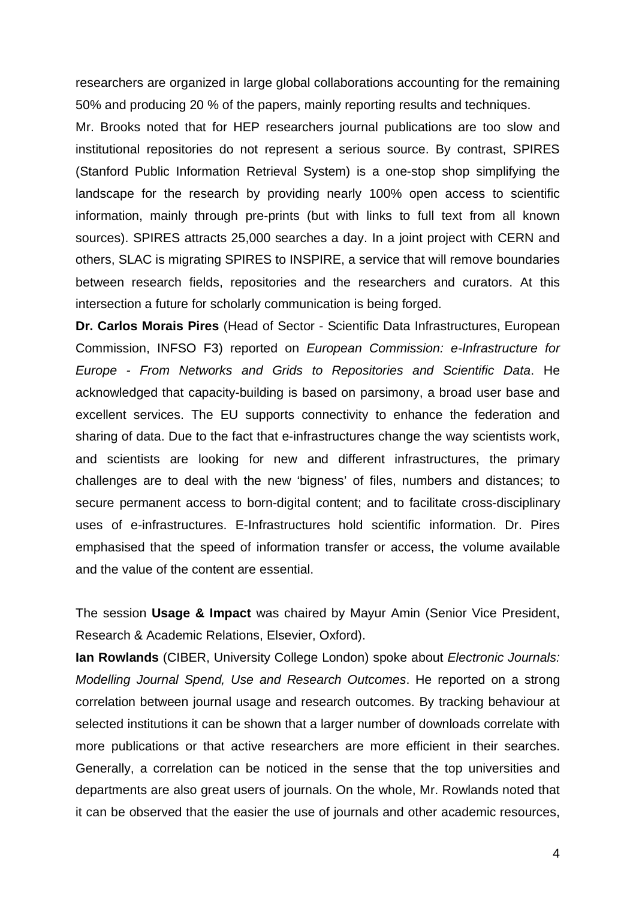researchers are organized in large global collaborations accounting for the remaining 50% and producing 20 % of the papers, mainly reporting results and techniques.

Mr. Brooks noted that for HEP researchers journal publications are too slow and institutional repositories do not represent a serious source. By contrast, SPIRES (Stanford Public Information Retrieval System) is a one-stop shop simplifying the landscape for the research by providing nearly 100% open access to scientific information, mainly through pre-prints (but with links to full text from all known sources). SPIRES attracts 25,000 searches a day. In a joint project with CERN and others, SLAC is migrating SPIRES to INSPIRE, a service that will remove boundaries between research fields, repositories and the researchers and curators. At this intersection a future for scholarly communication is being forged.

**Dr. Carlos Morais Pires** (Head of Sector - Scientific Data Infrastructures, European Commission, INFSO F3) reported on *European Commission: e-Infrastructure for Europe - From Networks and Grids to Repositories and Scientific Data*. He acknowledged that capacity-building is based on parsimony, a broad user base and excellent services. The EU supports connectivity to enhance the federation and sharing of data. Due to the fact that e-infrastructures change the way scientists work, and scientists are looking for new and different infrastructures, the primary challenges are to deal with the new 'bigness' of files, numbers and distances; to secure permanent access to born-digital content; and to facilitate cross-disciplinary uses of e-infrastructures. E-Infrastructures hold scientific information. Dr. Pires emphasised that the speed of information transfer or access, the volume available and the value of the content are essential.

The session **Usage & Impact** was chaired by Mayur Amin (Senior Vice President, Research & Academic Relations, Elsevier, Oxford).

**Ian Rowlands** (CIBER, University College London) spoke about *Electronic Journals: Modelling Journal Spend, Use and Research Outcomes*. He reported on a strong correlation between journal usage and research outcomes. By tracking behaviour at selected institutions it can be shown that a larger number of downloads correlate with more publications or that active researchers are more efficient in their searches. Generally, a correlation can be noticed in the sense that the top universities and departments are also great users of journals. On the whole, Mr. Rowlands noted that it can be observed that the easier the use of journals and other academic resources,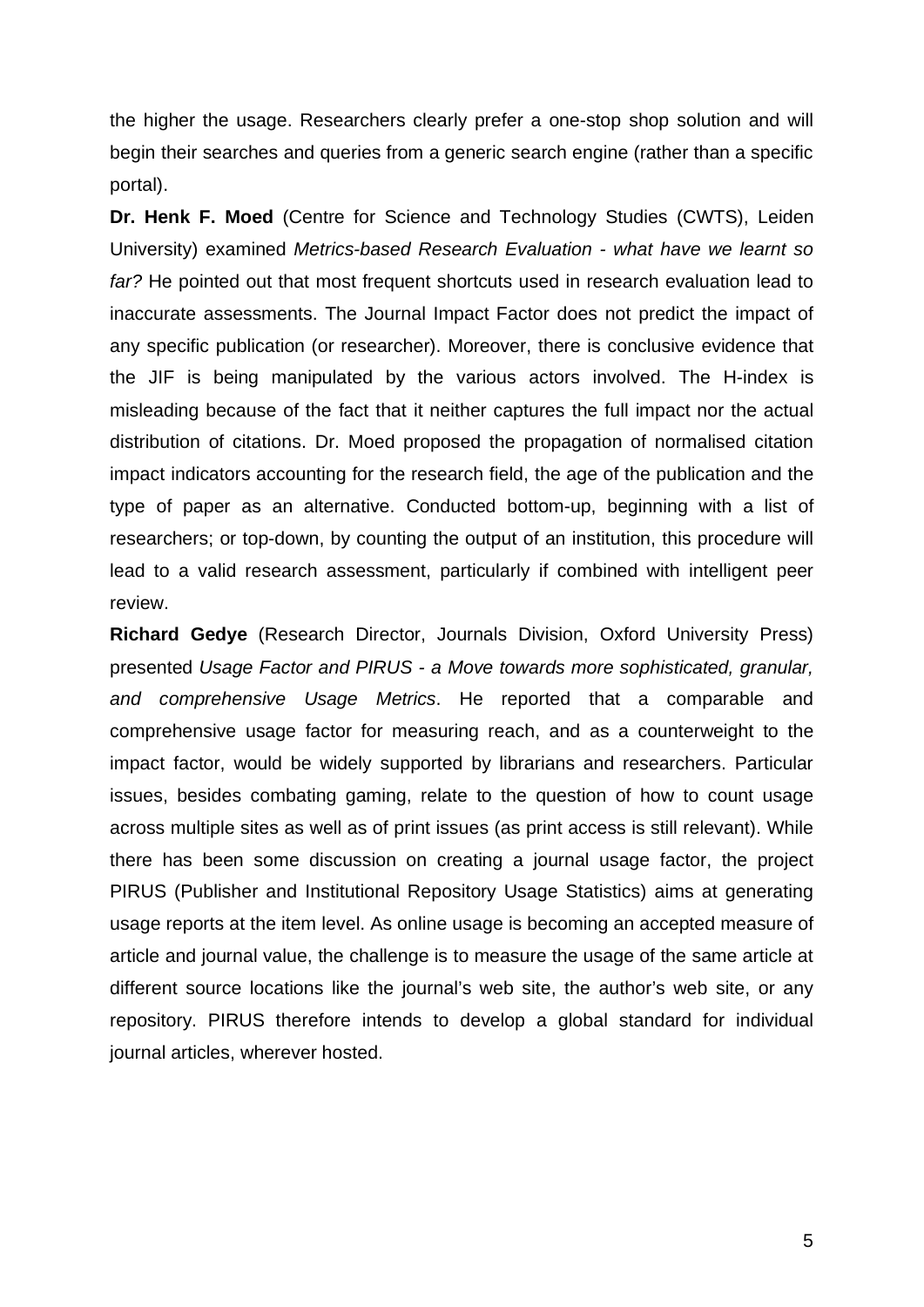the higher the usage. Researchers clearly prefer a one-stop shop solution and will begin their searches and queries from a generic search engine (rather than a specific portal).

**Dr. Henk F. Moed** (Centre for Science and Technology Studies (CWTS), Leiden University) examined *Metrics-based Research Evaluation - what have we learnt so far?* He pointed out that most frequent shortcuts used in research evaluation lead to inaccurate assessments. The Journal Impact Factor does not predict the impact of any specific publication (or researcher). Moreover, there is conclusive evidence that the JIF is being manipulated by the various actors involved. The H-index is misleading because of the fact that it neither captures the full impact nor the actual distribution of citations. Dr. Moed proposed the propagation of normalised citation impact indicators accounting for the research field, the age of the publication and the type of paper as an alternative. Conducted bottom-up, beginning with a list of researchers; or top-down, by counting the output of an institution, this procedure will lead to a valid research assessment, particularly if combined with intelligent peer review.

**Richard Gedye** (Research Director, Journals Division, Oxford University Press) presented *Usage Factor and PIRUS - a Move towards more sophisticated, granular, and comprehensive Usage Metrics*. He reported that a comparable and comprehensive usage factor for measuring reach, and as a counterweight to the impact factor, would be widely supported by librarians and researchers. Particular issues, besides combating gaming, relate to the question of how to count usage across multiple sites as well as of print issues (as print access is still relevant). While there has been some discussion on creating a journal usage factor, the project PIRUS (Publisher and Institutional Repository Usage Statistics) aims at generating usage reports at the item level. As online usage is becoming an accepted measure of article and journal value, the challenge is to measure the usage of the same article at different source locations like the journal's web site, the author's web site, or any repository. PIRUS therefore intends to develop a global standard for individual journal articles, wherever hosted.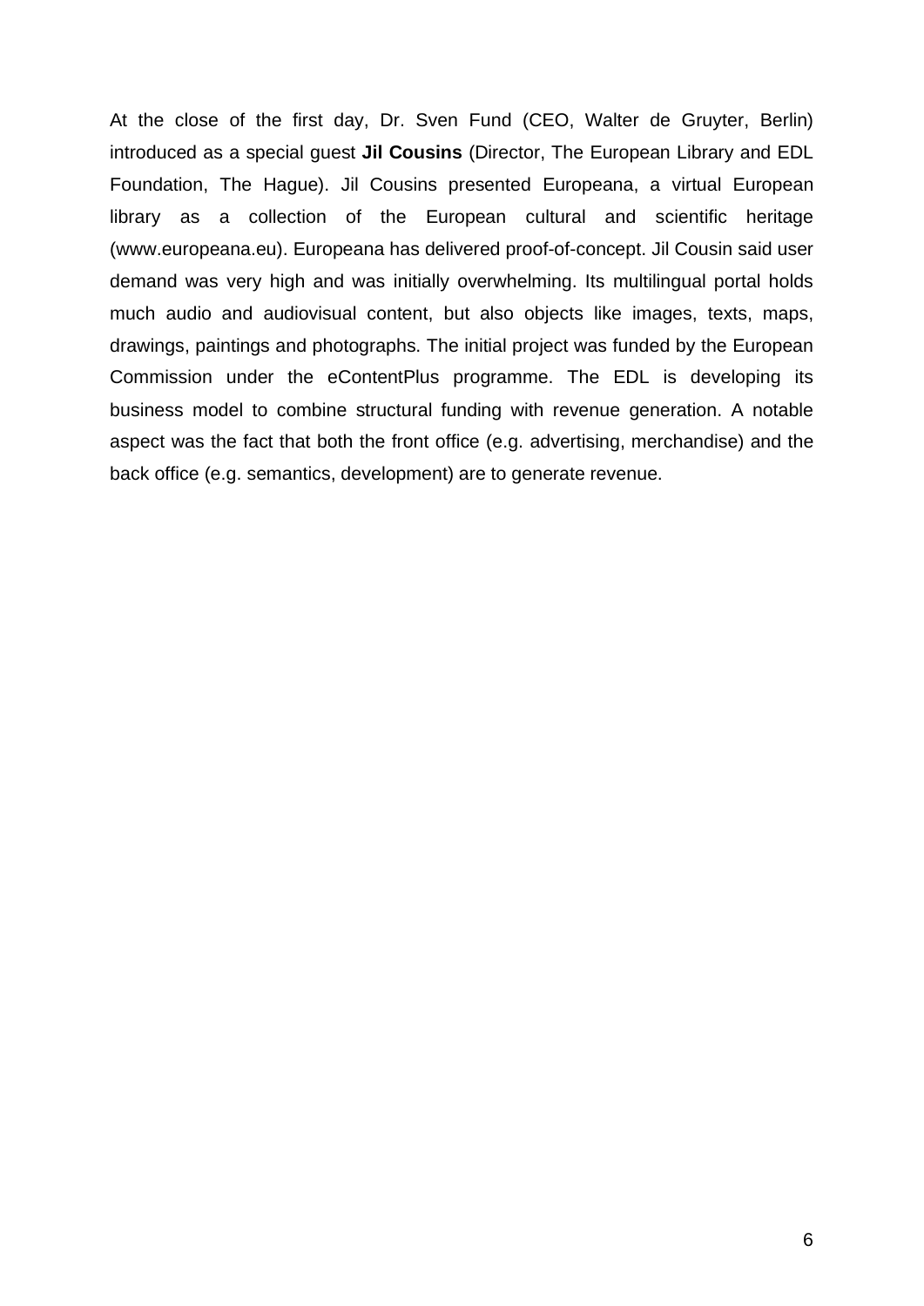At the close of the first day, Dr. Sven Fund (CEO, Walter de Gruyter, Berlin) introduced as a special guest **Jil Cousins** (Director, The European Library and EDL Foundation, The Hague). Jil Cousins presented Europeana, a virtual European library as a collection of the European cultural and scientific heritage (www.europeana.eu). Europeana has delivered proof-of-concept. Jil Cousin said user demand was very high and was initially overwhelming. Its multilingual portal holds much audio and audiovisual content, but also objects like images, texts, maps, drawings, paintings and photographs. The initial project was funded by the European Commission under the eContentPlus programme. The EDL is developing its business model to combine structural funding with revenue generation. A notable aspect was the fact that both the front office (e.g. advertising, merchandise) and the back office (e.g. semantics, development) are to generate revenue.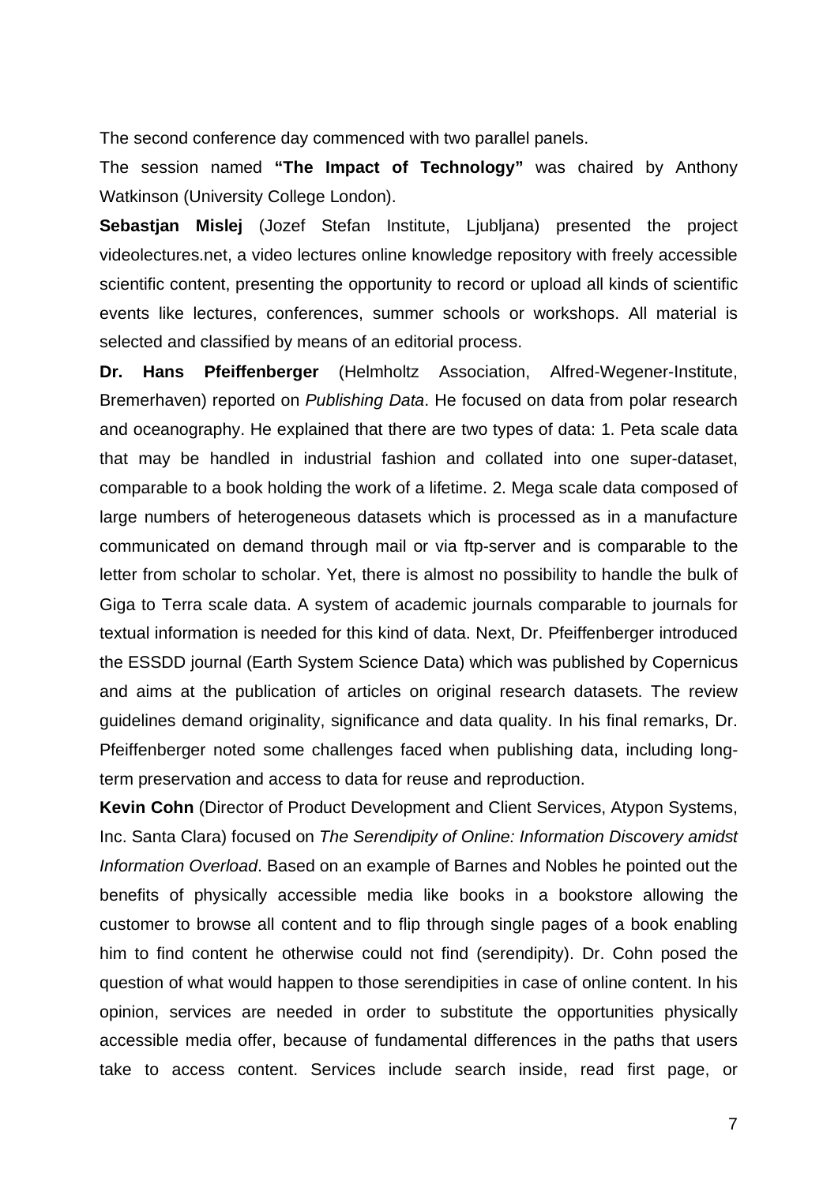The second conference day commenced with two parallel panels.

The session named **"The Impact of Technology"** was chaired by Anthony Watkinson (University College London).

**Sebastjan Mislej** (Jozef Stefan Institute, Ljubljana) presented the project videolectures.net, a video lectures online knowledge repository with freely accessible scientific content, presenting the opportunity to record or upload all kinds of scientific events like lectures, conferences, summer schools or workshops. All material is selected and classified by means of an editorial process.

**Dr. Hans Pfeiffenberger** (Helmholtz Association, Alfred-Wegener-Institute, Bremerhaven) reported on *Publishing Data*. He focused on data from polar research and oceanography. He explained that there are two types of data: 1. Peta scale data that may be handled in industrial fashion and collated into one super-dataset, comparable to a book holding the work of a lifetime. 2. Mega scale data composed of large numbers of heterogeneous datasets which is processed as in a manufacture communicated on demand through mail or via ftp-server and is comparable to the letter from scholar to scholar. Yet, there is almost no possibility to handle the bulk of Giga to Terra scale data. A system of academic journals comparable to journals for textual information is needed for this kind of data. Next, Dr. Pfeiffenberger introduced the ESSDD journal (Earth System Science Data) which was published by Copernicus and aims at the publication of articles on original research datasets. The review guidelines demand originality, significance and data quality. In his final remarks, Dr. Pfeiffenberger noted some challenges faced when publishing data, including long-term preservation and access to data for reuse and reproduction.

**Kevin Cohn** (Director of Product Development and Client Services, Atypon Systems, Inc. Santa Clara) focused on *The Serendipity of Online: Information Discovery amidst Information Overload*. Based on an example of Barnes and Nobles he pointed out the benefits of physically accessible media like books in a bookstore allowing the customer to browse all content and to flip through single pages of a book enabling him to find content he otherwise could not find (serendipity). Dr. Cohn posed the question of what would happen to those serendipities in case of online content. In his opinion, services are needed in order to substitute the opportunities physically accessible media offer, because of fundamental differences in the paths that users take to access content. Services include search inside, read first page, or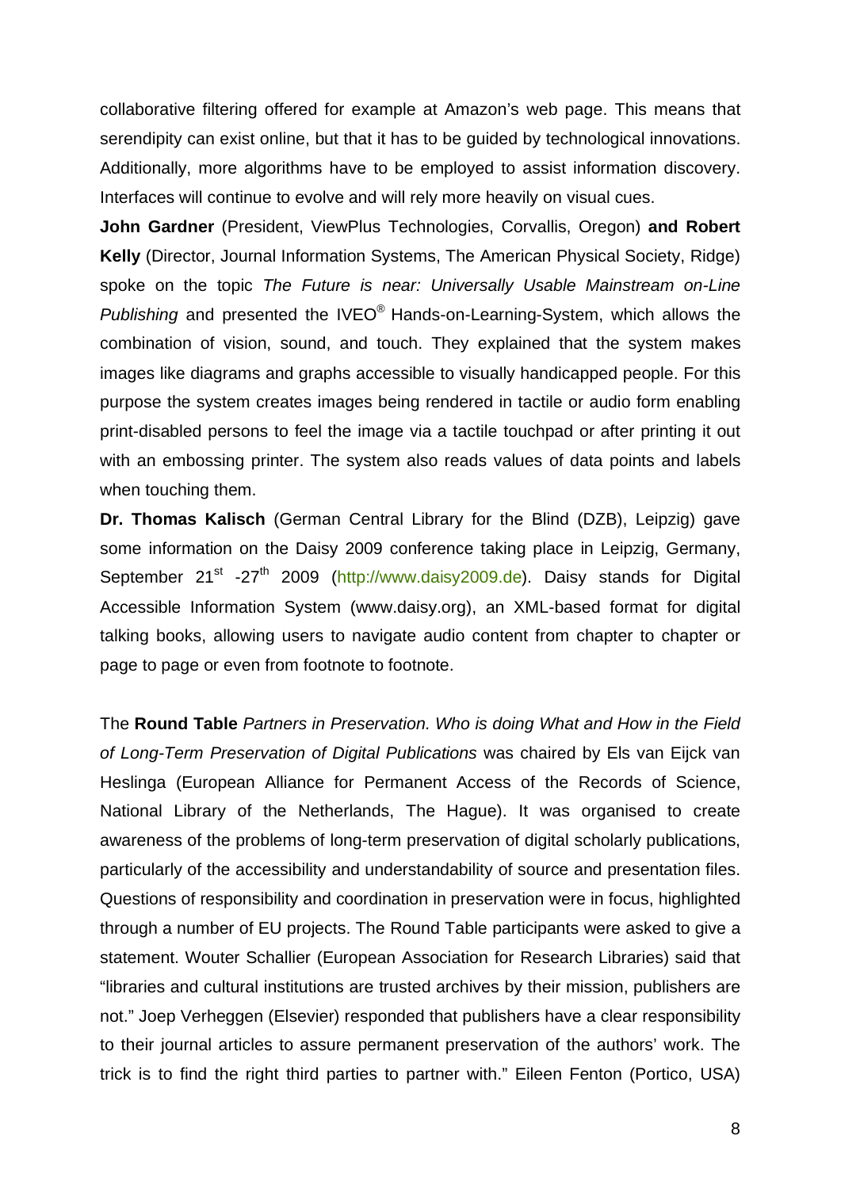collaborative filtering offered for example at Amazon's web page. This means that serendipity can exist online, but that it has to be guided by technological innovations. Additionally, more algorithms have to be employed to assist information discovery. Interfaces will continue to evolve and will rely more heavily on visual cues.

**John Gardner** (President, ViewPlus Technologies, Corvallis, Oregon) **and Robert Kelly** (Director, Journal Information Systems, The American Physical Society, Ridge) spoke on the topic *The Future is near: Universally Usable Mainstream on-Line Publishing* and presented the IVEO® Hands-on-Learning-System, which allows the combination of vision, sound, and touch. They explained that the system makes images like diagrams and graphs accessible to visually handicapped people. For this purpose the system creates images being rendered in tactile or audio form enabling print-disabled persons to feel the image via a tactile touchpad or after printing it out with an embossing printer. The system also reads values of data points and labels when touching them.

**Dr. Thomas Kalisch** (German Central Library for the Blind (DZB), Leipzig) gave some information on the Daisy 2009 conference taking place in Leipzig, Germany, September 21st -27th 2009 (http://www.daisy2009.de). Daisy stands for Digital Accessible Information System (www.daisy.org), an XML-based format for digital talking books, allowing users to navigate audio content from chapter to chapter or page to page or even from footnote to footnote.

The **Round Table** *Partners in Preservation. Who is doing What and How in the Field of Long-Term Preservation of Digital Publications* was chaired by Els van Eijck van Heslinga (European Alliance for Permanent Access of the Records of Science, National Library of the Netherlands, The Hague). It was organised to create awareness of the problems of long-term preservation of digital scholarly publications, particularly of the accessibility and understandability of source and presentation files. Questions of responsibility and coordination in preservation were in focus, highlighted through a number of EU projects. The Round Table participants were asked to give a statement. Wouter Schallier (European Association for Research Libraries) said that "libraries and cultural institutions are trusted archives by their mission, publishers are not." Joep Verheggen (Elsevier) responded that publishers have a clear responsibility to their journal articles to assure permanent preservation of the authors' work. The trick is to find the right third parties to partner with." Eileen Fenton (Portico, USA)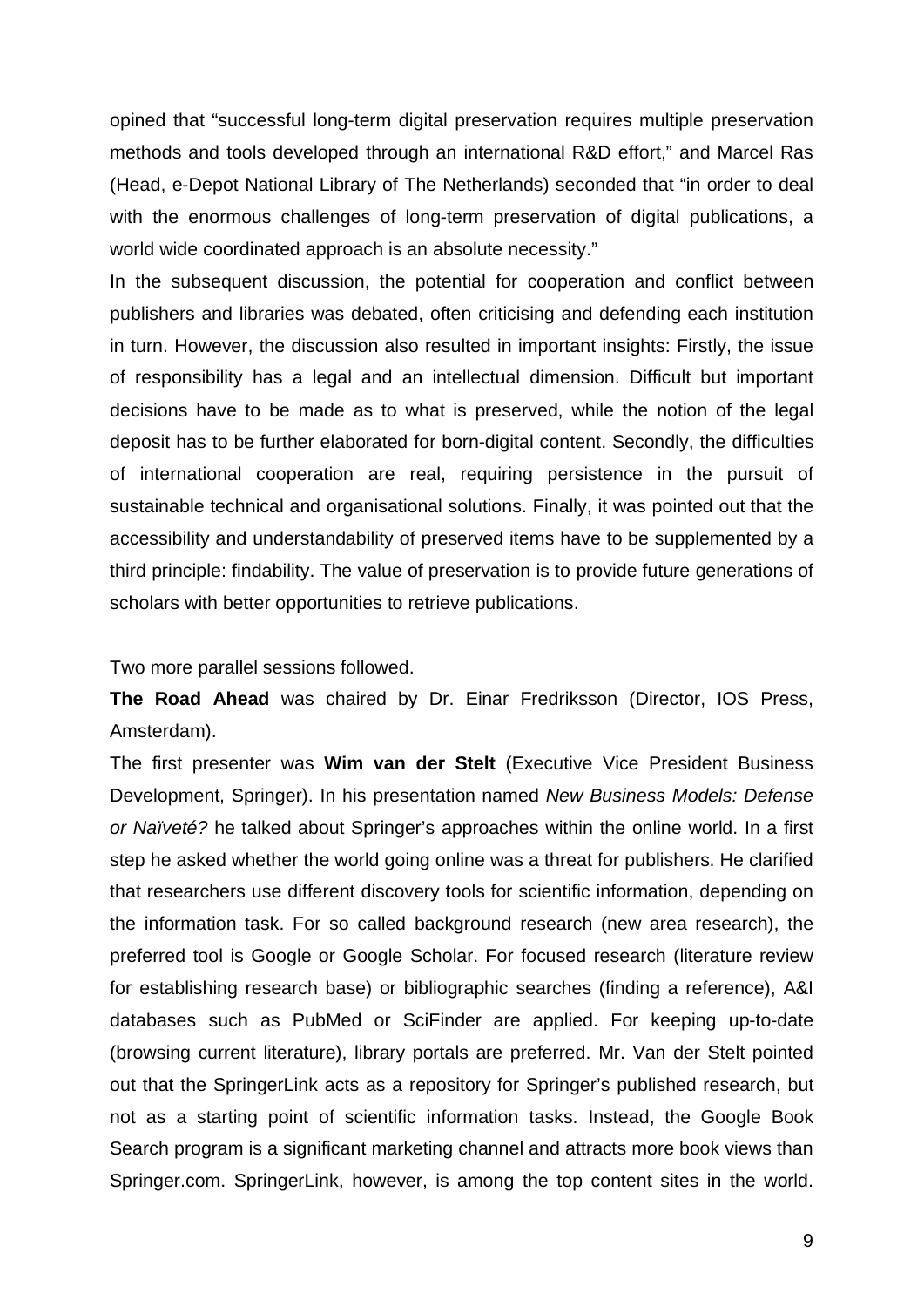opined that "successful long-term digital preservation requires multiple preservation methods and tools developed through an international R&D effort," and Marcel Ras (Head, e-Depot National Library of The Netherlands) seconded that "in order to deal with the enormous challenges of long-term preservation of digital publications, a world wide coordinated approach is an absolute necessity."

In the subsequent discussion, the potential for cooperation and conflict between publishers and libraries was debated, often criticising and defending each institution in turn. However, the discussion also resulted in important insights: Firstly, the issue of responsibility has a legal and an intellectual dimension. Difficult but important decisions have to be made as to what is preserved, while the notion of the legal deposit has to be further elaborated for born-digital content. Secondly, the difficulties of international cooperation are real, requiring persistence in the pursuit of sustainable technical and organisational solutions. Finally, it was pointed out that the accessibility and understandability of preserved items have to be supplemented by a third principle: findability. The value of preservation is to provide future generations of scholars with better opportunities to retrieve publications.

Two more parallel sessions followed.

**The Road Ahead** was chaired by Dr. Einar Fredriksson (Director, IOS Press, Amsterdam).

The first presenter was **Wim van der Stelt** (Executive Vice President Business Development, Springer). In his presentation named *New Business Models: Defense or Naïveté?* he talked about Springer's approaches within the online world. In a first step he asked whether the world going online was a threat for publishers. He clarified that researchers use different discovery tools for scientific information, depending on the information task. For so called background research (new area research), the preferred tool is Google or Google Scholar. For focused research (literature review for establishing research base) or bibliographic searches (finding a reference), A&I databases such as PubMed or SciFinder are applied. For keeping up-to-date (browsing current literature), library portals are preferred. Mr. Van der Stelt pointed out that the SpringerLink acts as a repository for Springer's published research, but not as a starting point of scientific information tasks. Instead, the Google Book Search program is a significant marketing channel and attracts more book views than Springer.com. SpringerLink, however, is among the top content sites in the world.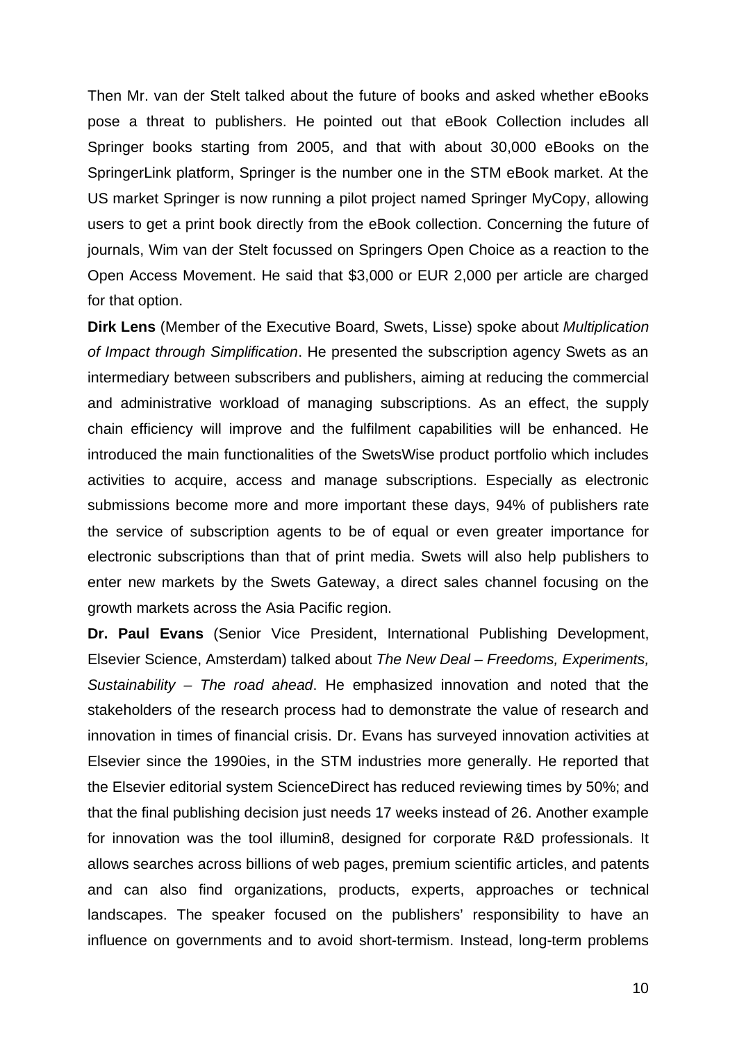Then Mr. van der Stelt talked about the future of books and asked whether eBooks pose a threat to publishers. He pointed out that eBook Collection includes all Springer books starting from 2005, and that with about 30,000 eBooks on the SpringerLink platform, Springer is the number one in the STM eBook market. At the US market Springer is now running a pilot project named Springer MyCopy, allowing users to get a print book directly from the eBook collection. Concerning the future of journals, Wim van der Stelt focussed on Springers Open Choice as a reaction to the Open Access Movement. He said that $3,000 or EUR 2,000 per article are charged for that option.

**Dirk Lens** (Member of the Executive Board, Swets, Lisse) spoke about *Multiplication of Impact through Simplification*. He presented the subscription agency Swets as an intermediary between subscribers and publishers, aiming at reducing the commercial and administrative workload of managing subscriptions. As an effect, the supply chain efficiency will improve and the fulfilment capabilities will be enhanced. He introduced the main functionalities of the SwetsWise product portfolio which includes activities to acquire, access and manage subscriptions. Especially as electronic submissions become more and more important these days, 94% of publishers rate the service of subscription agents to be of equal or even greater importance for electronic subscriptions than that of print media. Swets will also help publishers to enter new markets by the Swets Gateway, a direct sales channel focusing on the growth markets across the Asia Pacific region.

**Dr. Paul Evans** (Senior Vice President, International Publishing Development, Elsevier Science, Amsterdam) talked about *The New Deal – Freedoms, Experiments, Sustainability – The road ahead*. He emphasized innovation and noted that the stakeholders of the research process had to demonstrate the value of research and innovation in times of financial crisis. Dr. Evans has surveyed innovation activities at Elsevier since the 1990ies, in the STM industries more generally. He reported that the Elsevier editorial system ScienceDirect has reduced reviewing times by 50%; and that the final publishing decision just needs 17 weeks instead of 26. Another example for innovation was the tool illumin8, designed for corporate R&D professionals. It allows searches across billions of web pages, premium scientific articles, and patents and can also find organizations, products, experts, approaches or technical landscapes. The speaker focused on the publishers' responsibility to have an influence on governments and to avoid short-termism. Instead, long-term problems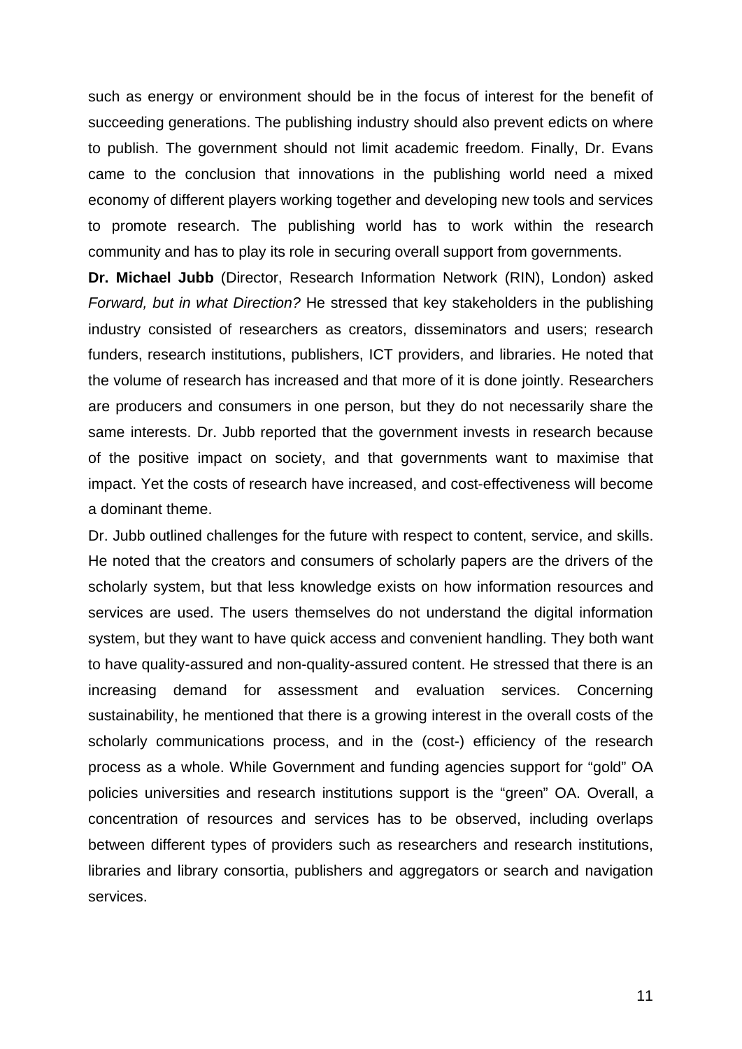such as energy or environment should be in the focus of interest for the benefit of succeeding generations. The publishing industry should also prevent edicts on where to publish. The government should not limit academic freedom. Finally, Dr. Evans came to the conclusion that innovations in the publishing world need a mixed economy of different players working together and developing new tools and services to promote research. The publishing world has to work within the research community and has to play its role in securing overall support from governments.

**Dr. Michael Jubb** (Director, Research Information Network (RIN), London) asked *Forward, but in what Direction?* He stressed that key stakeholders in the publishing industry consisted of researchers as creators, disseminators and users; research funders, research institutions, publishers, ICT providers, and libraries. He noted that the volume of research has increased and that more of it is done jointly. Researchers are producers and consumers in one person, but they do not necessarily share the same interests. Dr. Jubb reported that the government invests in research because of the positive impact on society, and that governments want to maximise that impact. Yet the costs of research have increased, and cost-effectiveness will become a dominant theme.

Dr. Jubb outlined challenges for the future with respect to content, service, and skills. He noted that the creators and consumers of scholarly papers are the drivers of the scholarly system, but that less knowledge exists on how information resources and services are used. The users themselves do not understand the digital information system, but they want to have quick access and convenient handling. They both want to have quality-assured and non-quality-assured content. He stressed that there is an increasing demand for assessment and evaluation services. Concerning sustainability, he mentioned that there is a growing interest in the overall costs of the scholarly communications process, and in the (cost-) efficiency of the research process as a whole. While Government and funding agencies support for "gold" OA policies universities and research institutions support is the "green" OA. Overall, a concentration of resources and services has to be observed, including overlaps between different types of providers such as researchers and research institutions, libraries and library consortia, publishers and aggregators or search and navigation services.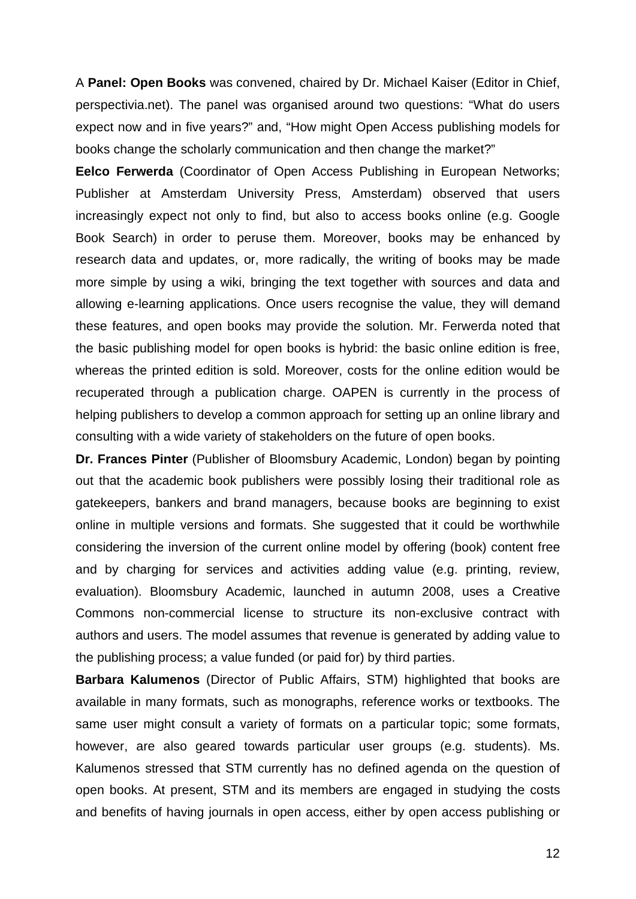A **Panel: Open Books** was convened, chaired by Dr. Michael Kaiser (Editor in Chief, perspectivia.net). The panel was organised around two questions: “What do users expect now and in five years?” and, “How might Open Access publishing models for books change the scholarly communication and then change the market?”

**Eelco Ferwerda** (Coordinator of Open Access Publishing in European Networks; Publisher at Amsterdam University Press, Amsterdam) observed that users increasingly expect not only to find, but also to access books online (e.g. Google Book Search) in order to peruse them. Moreover, books may be enhanced by research data and updates, or, more radically, the writing of books may be made more simple by using a wiki, bringing the text together with sources and data and allowing e-learning applications. Once users recognise the value, they will demand these features, and open books may provide the solution. Mr. Ferwerda noted that the basic publishing model for open books is hybrid: the basic online edition is free, whereas the printed edition is sold. Moreover, costs for the online edition would be recuperated through a publication charge. OAPEN is currently in the process of helping publishers to develop a common approach for setting up an online library and consulting with a wide variety of stakeholders on the future of open books.

**Dr. Frances Pinter** (Publisher of Bloomsbury Academic, London) began by pointing out that the academic book publishers were possibly losing their traditional role as gatekeepers, bankers and brand managers, because books are beginning to exist online in multiple versions and formats. She suggested that it could be worthwhile considering the inversion of the current online model by offering (book) content free and by charging for services and activities adding value (e.g. printing, review, evaluation). Bloomsbury Academic, launched in autumn 2008, uses a Creative Commons non-commercial license to structure its non-exclusive contract with authors and users. The model assumes that revenue is generated by adding value to the publishing process; a value funded (or paid for) by third parties.

**Barbara Kalumenos** (Director of Public Affairs, STM) highlighted that books are available in many formats, such as monographs, reference works or textbooks. The same user might consult a variety of formats on a particular topic; some formats, however, are also geared towards particular user groups (e.g. students). Ms. Kalumenos stressed that STM currently has no defined agenda on the question of open books. At present, STM and its members are engaged in studying the costs and benefits of having journals in open access, either by open access publishing or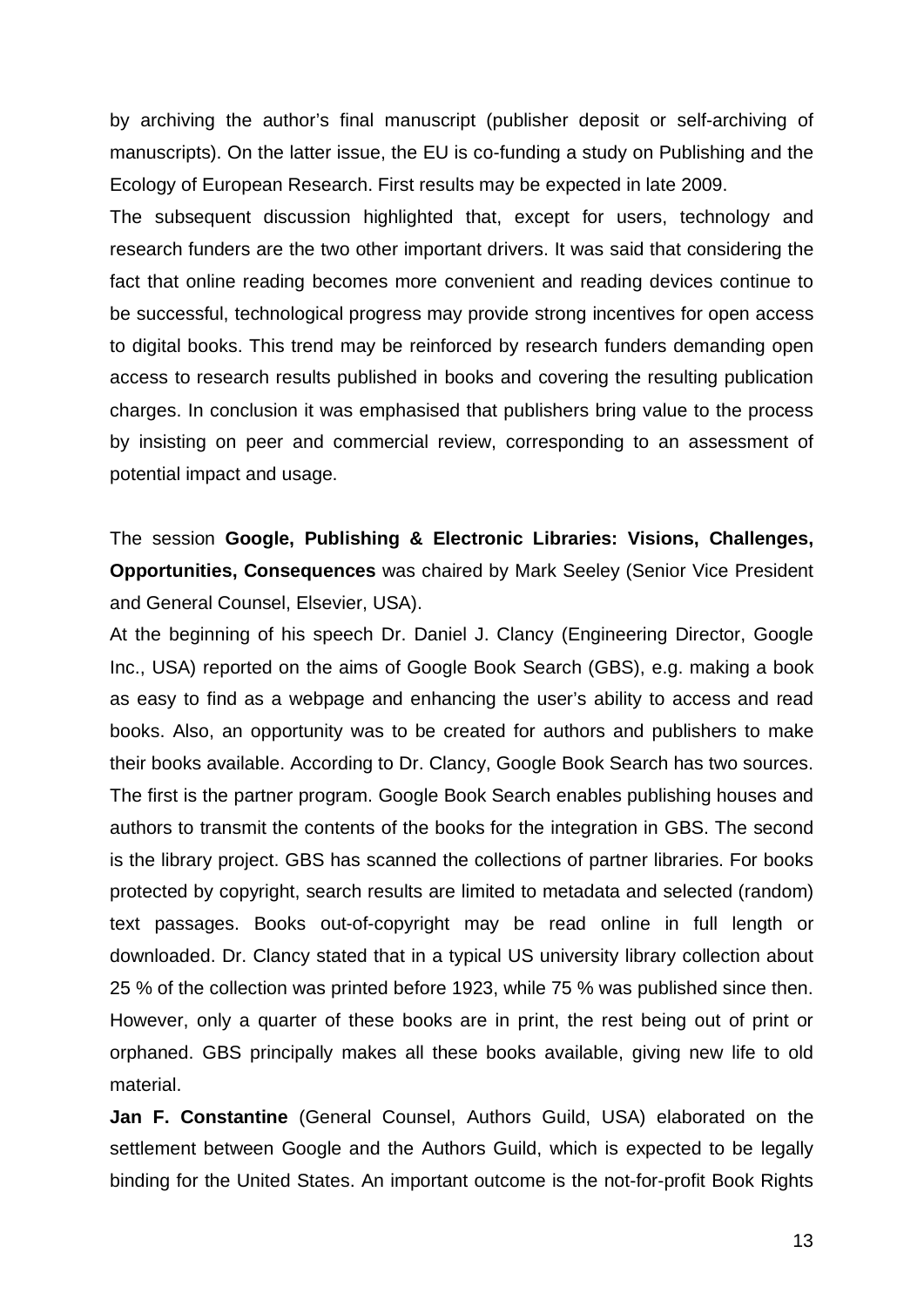by archiving the author's final manuscript (publisher deposit or self-archiving of manuscripts). On the latter issue, the EU is co-funding a study on Publishing and the Ecology of European Research. First results may be expected in late 2009.

The subsequent discussion highlighted that, except for users, technology and research funders are the two other important drivers. It was said that considering the fact that online reading becomes more convenient and reading devices continue to be successful, technological progress may provide strong incentives for open access to digital books. This trend may be reinforced by research funders demanding open access to research results published in books and covering the resulting publication charges. In conclusion it was emphasised that publishers bring value to the process by insisting on peer and commercial review, corresponding to an assessment of potential impact and usage.

The session **Google, Publishing & Electronic Libraries: Visions, Challenges, Opportunities, Consequences** was chaired by Mark Seeley (Senior Vice President and General Counsel, Elsevier, USA).

At the beginning of his speech Dr. Daniel J. Clancy (Engineering Director, Google Inc., USA) reported on the aims of Google Book Search (GBS), e.g. making a book as easy to find as a webpage and enhancing the user's ability to access and read books. Also, an opportunity was to be created for authors and publishers to make their books available. According to Dr. Clancy, Google Book Search has two sources. The first is the partner program. Google Book Search enables publishing houses and authors to transmit the contents of the books for the integration in GBS. The second is the library project. GBS has scanned the collections of partner libraries. For books protected by copyright, search results are limited to metadata and selected (random) text passages. Books out-of-copyright may be read online in full length or downloaded. Dr. Clancy stated that in a typical US university library collection about 25 % of the collection was printed before 1923, while 75 % was published since then. However, only a quarter of these books are in print, the rest being out of print or orphaned. GBS principally makes all these books available, giving new life to old material.

**Jan F. Constantine** (General Counsel, Authors Guild, USA) elaborated on the settlement between Google and the Authors Guild, which is expected to be legally binding for the United States. An important outcome is the not-for-profit Book Rights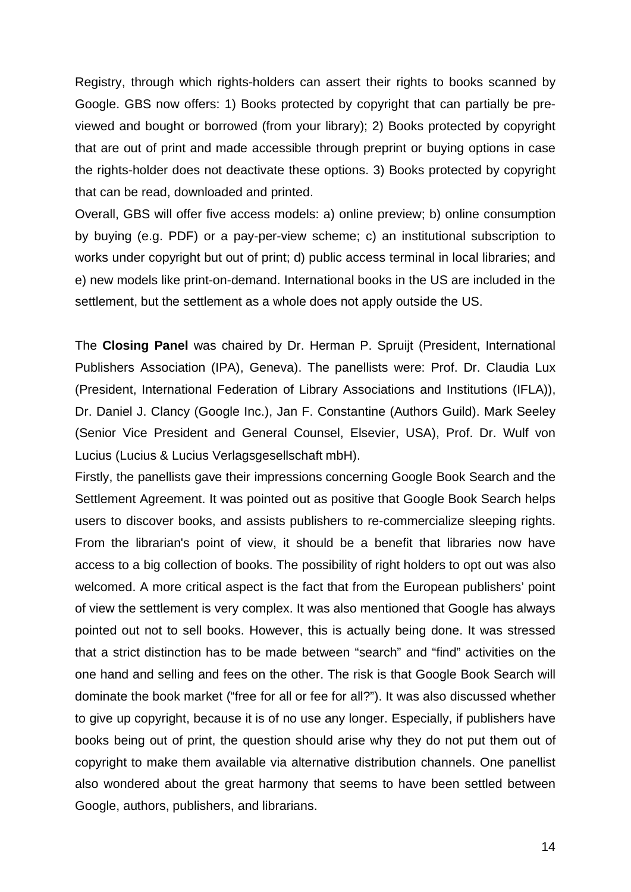Registry, through which rights-holders can assert their rights to books scanned by Google. GBS now offers: 1) Books protected by copyright that can partially be pre-viewed and bought or borrowed (from your library); 2) Books protected by copyright that are out of print and made accessible through preprint or buying options in case the rights-holder does not deactivate these options. 3) Books protected by copyright that can be read, downloaded and printed.

Overall, GBS will offer five access models: a) online preview; b) online consumption by buying (e.g. PDF) or a pay-per-view scheme; c) an institutional subscription to works under copyright but out of print; d) public access terminal in local libraries; and e) new models like print-on-demand. International books in the US are included in the settlement, but the settlement as a whole does not apply outside the US.

The **Closing Panel** was chaired by Dr. Herman P. Spruijt (President, International Publishers Association (IPA), Geneva). The panellists were: Prof. Dr. Claudia Lux (President, International Federation of Library Associations and Institutions (IFLA)), Dr. Daniel J. Clancy (Google Inc.), Jan F. Constantine (Authors Guild). Mark Seeley (Senior Vice President and General Counsel, Elsevier, USA), Prof. Dr. Wulf von Lucius (Lucius & Lucius Verlagsgesellschaft mbH).

Firstly, the panellists gave their impressions concerning Google Book Search and the Settlement Agreement. It was pointed out as positive that Google Book Search helps users to discover books, and assists publishers to re-commercialize sleeping rights. From the librarian's point of view, it should be a benefit that libraries now have access to a big collection of books. The possibility of right holders to opt out was also welcomed. A more critical aspect is the fact that from the European publishers' point of view the settlement is very complex. It was also mentioned that Google has always pointed out not to sell books. However, this is actually being done. It was stressed that a strict distinction has to be made between "search" and "find" activities on the one hand and selling and fees on the other. The risk is that Google Book Search will dominate the book market ("free for all or fee for all?"). It was also discussed whether to give up copyright, because it is of no use any longer. Especially, if publishers have books being out of print, the question should arise why they do not put them out of copyright to make them available via alternative distribution channels. One panellist also wondered about the great harmony that seems to have been settled between Google, authors, publishers, and librarians.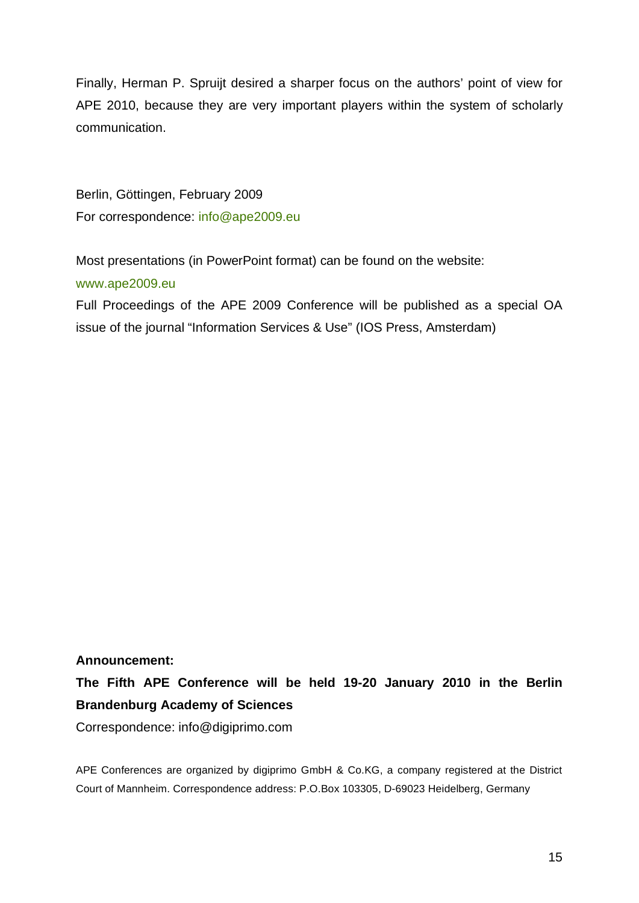Finally, Herman P. Spruijt desired a sharper focus on the authors' point of view for APE 2010, because they are very important players within the system of scholarly communication.

Berlin, Göttingen, February 2009  
For correspondence: info@ape2009.eu

Most presentations (in PowerPoint format) can be found on the website:  
www.ape2009.eu  
Full Proceedings of the APE 2009 Conference will be published as a special OA issue of the journal "Information Services & Use" (IOS Press, Amsterdam)

**Announcement:**

**The Fifth APE Conference will be held 19-20 January 2010 in the Berlin Brandenburg Academy of Sciences**

Correspondence: info@digiprimo.com

APE Conferences are organized by digiprimo GmbH & Co.KG, a company registered at the District Court of Mannheim. Correspondence address: P.O.Box 103305, D-69023 Heidelberg, Germany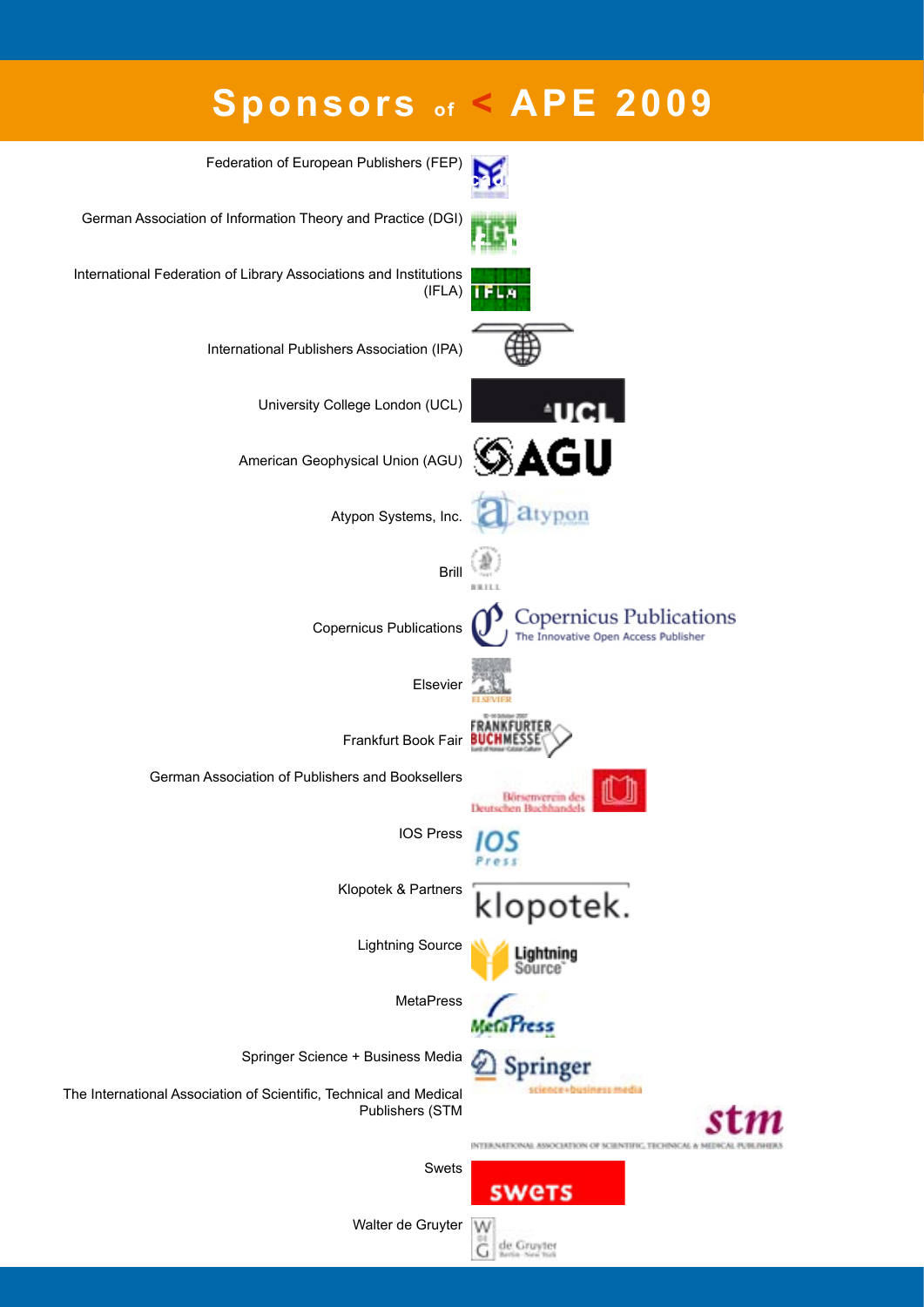# Sponsors of < APE 2009

Federation of European Publishers (FEP)

German Association of Information Theory and Practice (DGI)

International Federation of Library Associations and Institutions (IFLA)

International Publishers Association (IPA)

University College London (UCL)

American Geophysical Union (AGU)

Atypon Systems, Inc.

Brill

Copernicus Publications

Elsevier

Frankfurt Book Fair

German Association of Publishers and Booksellers

IOS Press

Klopotek & Partners

Lightning Source

MetaPress

Springer Science + Business Media

The International Association of Scientific, Technical and Medical Publishers (STM

Swets

Walter de Gruyter